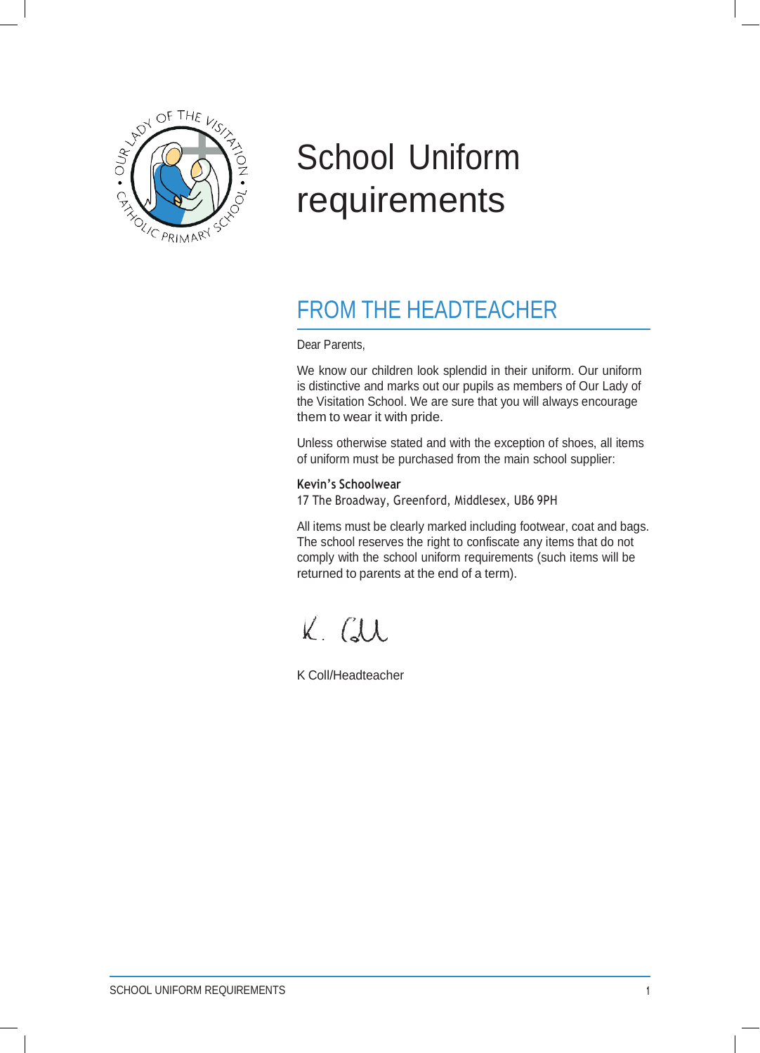# School Uniform requirements

## FROM THE HEADTEACHER

Dear Parents,

We know our children look splendid in their uniform. Our uniform is distinctive and marks out our pupils as members of Our Lady of the Visitation School. We are sure that you will always encourage them to wear it with pride.

Unless otherwise stated and with the exception of shoes, all items of uniform must be purchased from the main school supplier:

**Kevin's Schoolwear**
17 The Broadway, Greenford, Middlesex, UB6 9PH

All items must be clearly marked including footwear, coat and bags. The school reserves the right to confiscate any items that do not comply with the school uniform requirements (such items will be returned to parents at the end of a term).

K. Coll

K Coll/Headteacher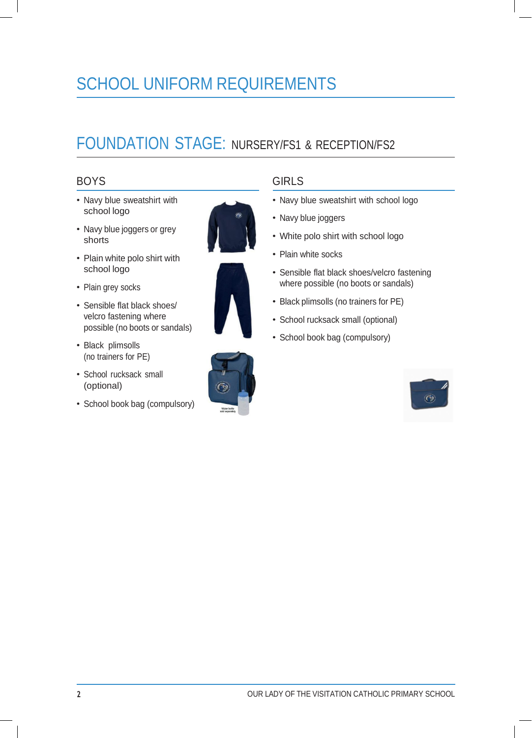# SCHOOL UNIFORM REQUIREMENTS

## FOUNDATION STAGE: NURSERY/FS1 & RECEPTION/FS2

### BOYS

- Navy blue sweatshirt with school logo
- Navy blue joggers or grey shorts
- Plain white polo shirt with school logo
- Plain grey socks
- Sensible flat black shoes/ velcro fastening where possible (no boots or sandals)
- Black plimsolls (no trainers for PE)
- School rucksack small (optional)
- School book bag (compulsory)

### GIRLS

- Navy blue sweatshirt with school logo
- Navy blue joggers
- White polo shirt with school logo
- Plain white socks
- Sensible flat black shoes/velcro fastening where possible (no boots or sandals)
- Black plimsolls (no trainers for PE)
- School rucksack small (optional)
- School book bag (compulsory)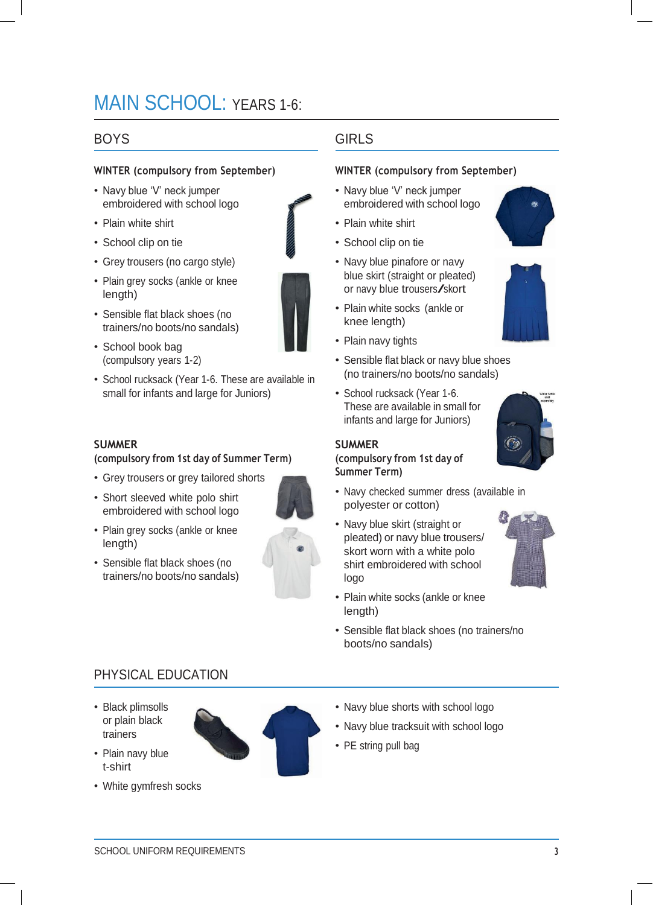# MAIN SCHOOL: YEARS 1-6:

## BOYS

**WINTER (compulsory from September)**

- Navy blue 'V' neck jumper embroidered with school logo
- Plain white shirt
- School clip on tie
- Grey trousers (no cargo style)
- Plain grey socks (ankle or knee length)
- Sensible flat black shoes (no trainers/no boots/no sandals)
- School book bag (compulsory years 1-2)
- School rucksack (Year 1-6. These are available in small for infants and large for Juniors)

**SUMMER**
**(compulsory from 1st day of Summer Term)**

- Grey trousers or grey tailored shorts
- Short sleeved white polo shirt embroidered with school logo
- Plain grey socks (ankle or knee length)
- Sensible flat black shoes (no trainers/no boots/no sandals)

## GIRLS

**WINTER (compulsory from September)**

- Navy blue 'V' neck jumper embroidered with school logo
- Plain white shirt
- School clip on tie
- Navy blue pinafore or navy blue skirt (straight or pleated) or navy blue trousers/skort
- Plain white socks (ankle or knee length)
- Plain navy tights
- Sensible flat black or navy blue shoes (no trainers/no boots/no sandals)
- School rucksack (Year 1-6. These are available in small for infants and large for Juniors)

**SUMMER**
**(compulsory from 1st day of Summer Term)**

- Navy checked summer dress (available in polyester or cotton)
- Navy blue skirt (straight or pleated) or navy blue trousers/ skort worn with a white polo shirt embroidered with school logo
- Plain white socks (ankle or knee length)
- Sensible flat black shoes (no trainers/no boots/no sandals)

## PHYSICAL EDUCATION

- Black plimsolls or plain black trainers
- Plain navy blue t-shirt
- White gymfresh socks
- Navy blue shorts with school logo
- Navy blue tracksuit with school logo
- PE string pull bag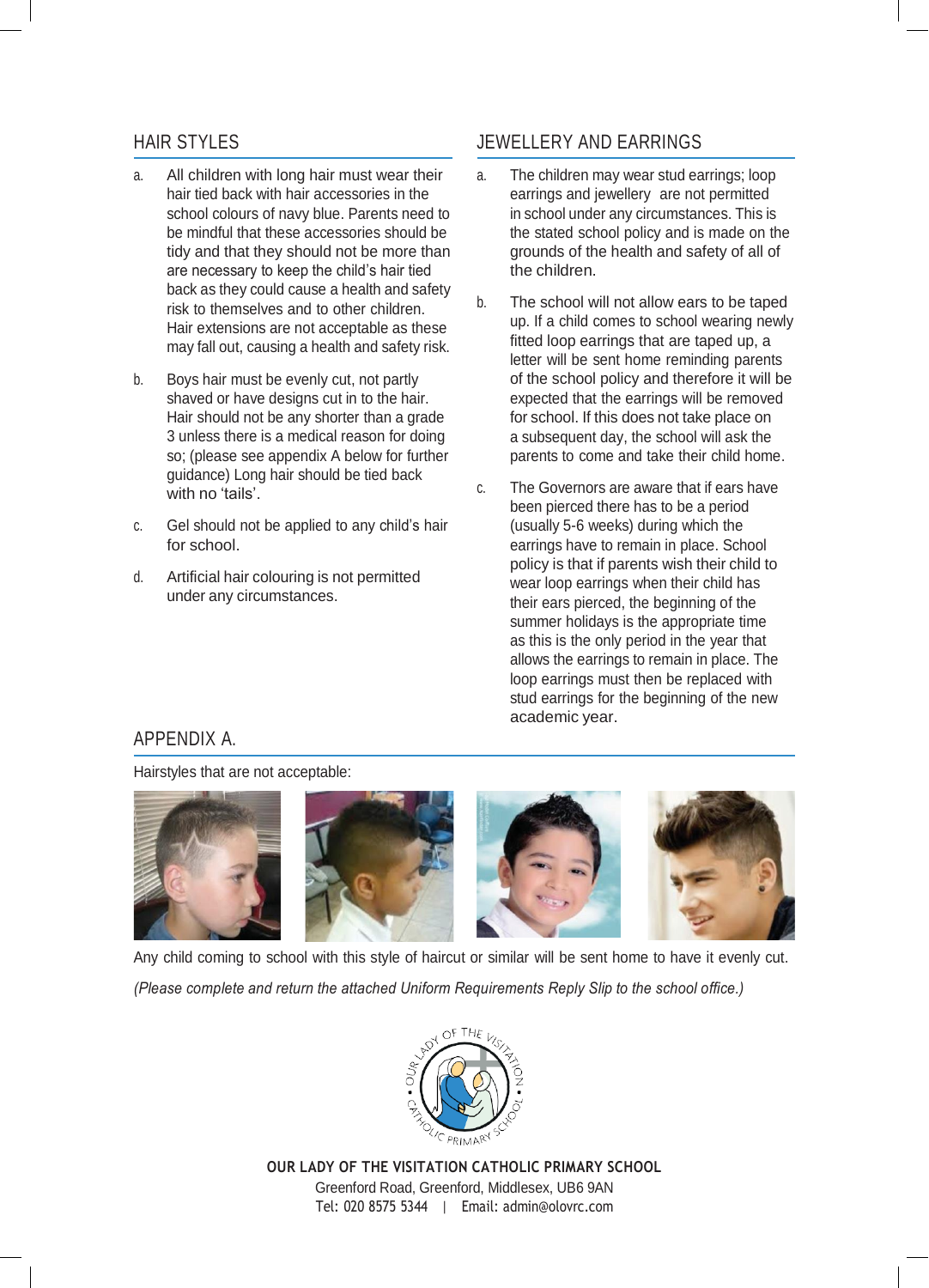## HAIR STYLES

a. All children with long hair must wear their hair tied back with hair accessories in the school colours of navy blue. Parents need to be mindful that these accessories should be tidy and that they should not be more than are necessary to keep the child's hair tied back as they could cause a health and safety risk to themselves and to other children. Hair extensions are not acceptable as these may fall out, causing a health and safety risk.

b. Boys hair must be evenly cut, not partly shaved or have designs cut in to the hair. Hair should not be any shorter than a grade 3 unless there is a medical reason for doing so; (please see appendix A below for further guidance) Long hair should be tied back with no 'tails'.

c. Gel should not be applied to any child's hair for school.

d. Artificial hair colouring is not permitted under any circumstances.

## JEWELLERY AND EARRINGS

a. The children may wear stud earrings; loop earrings and jewellery are not permitted in school under any circumstances. This is the stated school policy and is made on the grounds of the health and safety of all of the children.

b. The school will not allow ears to be taped up. If a child comes to school wearing newly fitted loop earrings that are taped up, a letter will be sent home reminding parents of the school policy and therefore it will be expected that the earrings will be removed for school. If this does not take place on a subsequent day, the school will ask the parents to come and take their child home.

c. The Governors are aware that if ears have been pierced there has to be a period (usually 5-6 weeks) during which the earrings have to remain in place. School policy is that if parents wish their child to wear loop earrings when their child has their ears pierced, the beginning of the summer holidays is the appropriate time as this is the only period in the year that allows the earrings to remain in place. The loop earrings must then be replaced with stud earrings for the beginning of the new academic year.

## APPENDIX A.

Hairstyles that are not acceptable:

Any child coming to school with this style of haircut or similar will be sent home to have it evenly cut.

*(Please complete and return the attached Uniform Requirements Reply Slip to the school office.)*

OUR LADY OF THE VISITATION • CATHOLIC PRIMARY SCHOOL •

**OUR LADY OF THE VISITATION CATHOLIC PRIMARY SCHOOL**

Greenford Road, Greenford, Middlesex, UB6 9AN

Tel: 020 8575 5344 | Email: admin@olovrc.com